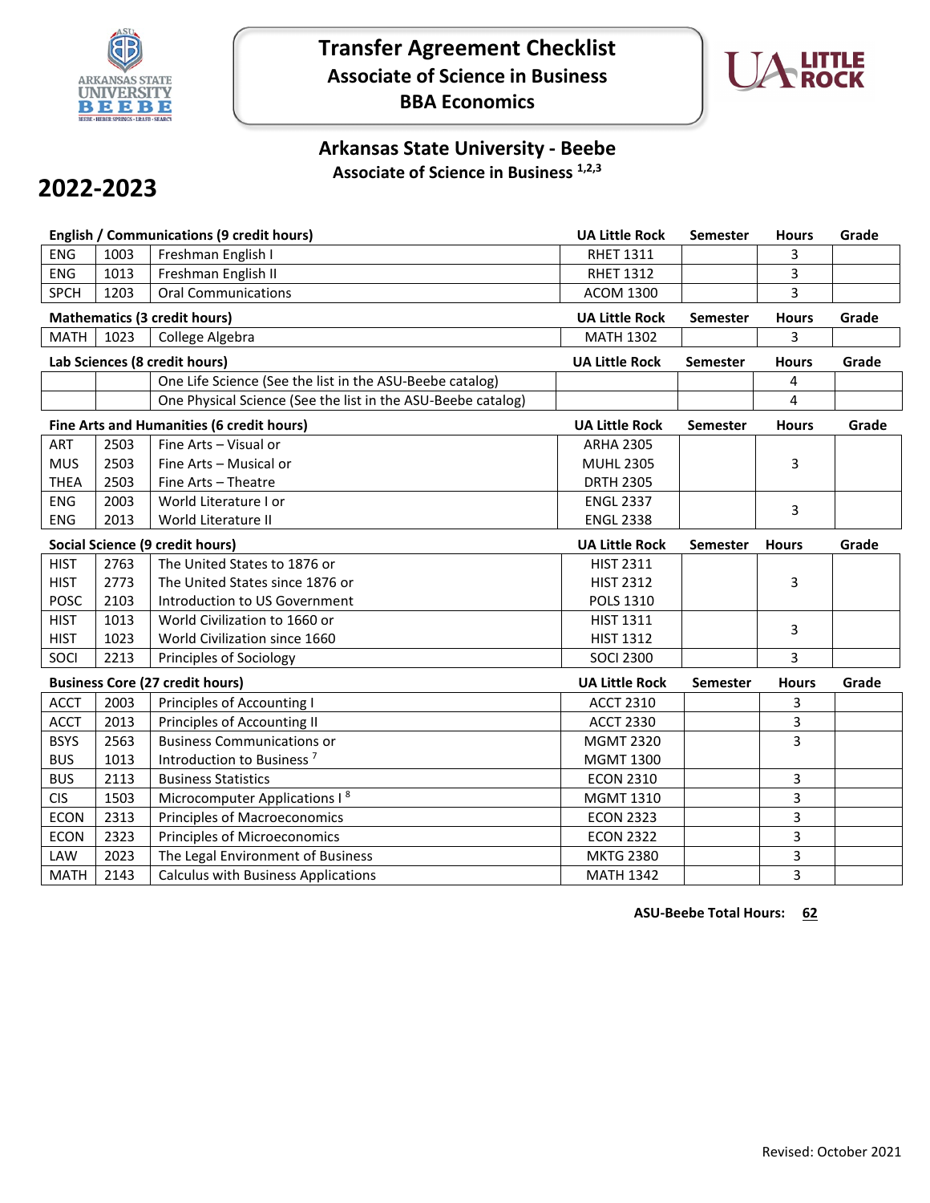# Transfer Agreement Checklist
## Associate of Science in Business
## BBA Economics

## Arkansas State University - Beebe
### Associate of Science in Business [1,2,3]

# 2022-2023

| English / Communications (9 credit hours) | | | UA Little Rock | Semester | Hours | Grade |
|---|---|---|---|---|---|---|
| ENG | 1003 | Freshman English I | RHET 1311 | | 3 | |
| ENG | 1013 | Freshman English II | RHET 1312 | | 3 | |
| SPCH | 1203 | Oral Communications | ACOM 1300 | | 3 | |
| **Mathematics (3 credit hours)** | | | **UA Little Rock** | **Semester** | **Hours** | **Grade** |
| MATH | 1023 | College Algebra | MATH 1302 | | 3 | |
| **Lab Sciences (8 credit hours)** | | | **UA Little Rock** | **Semester** | **Hours** | **Grade** |
| | | One Life Science (See the list in the ASU-Beebe catalog) | | | 4 | |
| | | One Physical Science (See the list in the ASU-Beebe catalog) | | | 4 | |
| **Fine Arts and Humanities (6 credit hours)** | | | **UA Little Rock** | **Semester** | **Hours** | **Grade** |
| ART | 2503 | Fine Arts – Visual or | ARHA 2305 | | | |
| MUS | 2503 | Fine Arts – Musical or | MUHL 2305 | | 3 | |
| THEA | 2503 | Fine Arts – Theatre | DRTH 2305 | | | |
| ENG | 2003 | World Literature I or | ENGL 2337 | | 3 | |
| ENG | 2013 | World Literature II | ENGL 2338 | | | |
| **Social Science (9 credit hours)** | | | **UA Little Rock** | **Semester** | **Hours** | **Grade** |
| HIST | 2763 | The United States to 1876 or | HIST 2311 | | | |
| HIST | 2773 | The United States since 1876 or | HIST 2312 | | 3 | |
| POSC | 2103 | Introduction to US Government | POLS 1310 | | | |
| HIST | 1013 | World Civilization to 1660 or | HIST 1311 | | 3 | |
| HIST | 1023 | World Civilization since 1660 | HIST 1312 | | | |
| SOCI | 2213 | Principles of Sociology | SOCI 2300 | | 3 | |
| **Business Core (27 credit hours)** | | | **UA Little Rock** | **Semester** | **Hours** | **Grade** |
| ACCT | 2003 | Principles of Accounting I | ACCT 2310 | | 3 | |
| ACCT | 2013 | Principles of Accounting II | ACCT 2330 | | 3 | |
| BSYS | 2563 | Business Communications or | MGMT 2320 | | 3 | |
| BUS | 1013 | Introduction to Business [7] | MGMT 1300 | | | |
| BUS | 2113 | Business Statistics | ECON 2310 | | 3 | |
| CIS | 1503 | Microcomputer Applications I [8] | MGMT 1310 | | 3 | |
| ECON | 2313 | Principles of Macroeconomics | ECON 2323 | | 3 | |
| ECON | 2323 | Principles of Microeconomics | ECON 2322 | | 3 | |
| LAW | 2023 | The Legal Environment of Business | MKTG 2380 | | 3 | |
| MATH | 2143 | Calculus with Business Applications | MATH 1342 | | 3 | |

**ASU-Beebe Total Hours: 62**

Revised: October 2021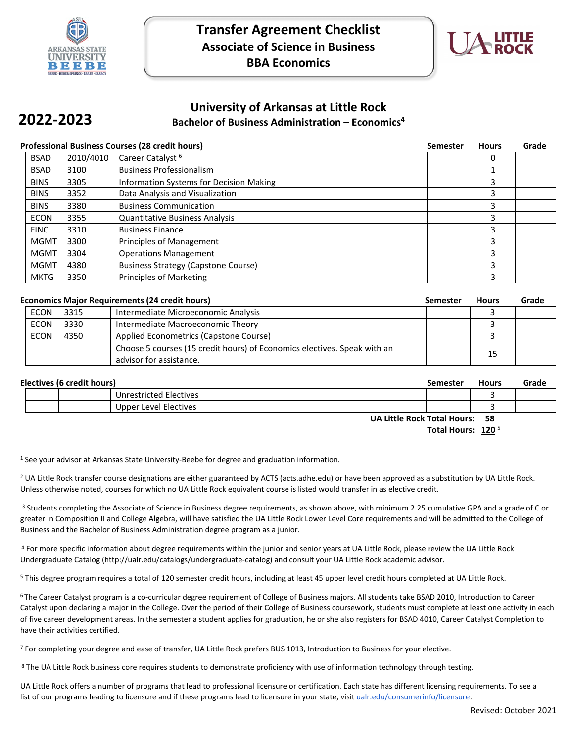# Transfer Agreement Checklist

## Associate of Science in Business

## BBA Economics

**2022-2023**

## University of Arkansas at Little Rock

### Bachelor of Business Administration – Economics[4]

**Professional Business Courses (28 credit hours)**

| | | | Semester | Hours | Grade |
|---|---|---|---|---|---|
| BSAD | 2010/4010 | Career Catalyst [6] | | 0 | |
| BSAD | 3100 | Business Professionalism | | 1 | |
| BINS | 3305 | Information Systems for Decision Making | | 3 | |
| BINS | 3352 | Data Analysis and Visualization | | 3 | |
| BINS | 3380 | Business Communication | | 3 | |
| ECON | 3355 | Quantitative Business Analysis | | 3 | |
| FINC | 3310 | Business Finance | | 3 | |
| MGMT | 3300 | Principles of Management | | 3 | |
| MGMT | 3304 | Operations Management | | 3 | |
| MGMT | 4380 | Business Strategy (Capstone Course) | | 3 | |
| MKTG | 3350 | Principles of Marketing | | 3 | |

**Economics Major Requirements (24 credit hours)**

| | | | Semester | Hours | Grade |
|---|---|---|---|---|---|
| ECON | 3315 | Intermediate Microeconomic Analysis | | 3 | |
| ECON | 3330 | Intermediate Macroeconomic Theory | | 3 | |
| ECON | 4350 | Applied Econometrics (Capstone Course) | | 3 | |
| | | Choose 5 courses (15 credit hours) of Economics electives. Speak with an advisor for assistance. | | 15 | |

**Electives (6 credit hours)**

| | | | Semester | Hours | Grade |
|---|---|---|---|---|---|
| | | Unrestricted Electives | | 3 | |
| | | Upper Level Electives | | 3 | |

**UA Little Rock Total Hours: 58**

**Total Hours: 120** [5]

[1] See your advisor at Arkansas State University-Beebe for degree and graduation information.

[2] UA Little Rock transfer course designations are either guaranteed by ACTS (acts.adhe.edu) or have been approved as a substitution by UA Little Rock. Unless otherwise noted, courses for which no UA Little Rock equivalent course is listed would transfer in as elective credit.

[3] Students completing the Associate of Science in Business degree requirements, as shown above, with minimum 2.25 cumulative GPA and a grade of C or greater in Composition II and College Algebra, will have satisfied the UA Little Rock Lower Level Core requirements and will be admitted to the College of Business and the Bachelor of Business Administration degree program as a junior.

[4] For more specific information about degree requirements within the junior and senior years at UA Little Rock, please review the UA Little Rock Undergraduate Catalog (http://ualr.edu/catalogs/undergraduate-catalog) and consult your UA Little Rock academic advisor.

[5] This degree program requires a total of 120 semester credit hours, including at least 45 upper level credit hours completed at UA Little Rock.

[6] The Career Catalyst program is a co-curricular degree requirement of College of Business majors. All students take BSAD 2010, Introduction to Career Catalyst upon declaring a major in the College. Over the period of their College of Business coursework, students must complete at least one activity in each of five career development areas. In the semester a student applies for graduation, he or she also registers for BSAD 4010, Career Catalyst Completion to have their activities certified.

[7] For completing your degree and ease of transfer, UA Little Rock prefers BUS 1013, Introduction to Business for your elective.

[8] The UA Little Rock business core requires students to demonstrate proficiency with use of information technology through testing.

UA Little Rock offers a number of programs that lead to professional licensure or certification. Each state has different licensing requirements. To see a list of our programs leading to licensure and if these programs lead to licensure in your state, visit ualr.edu/consumerinfo/licensure.

Revised: October 2021